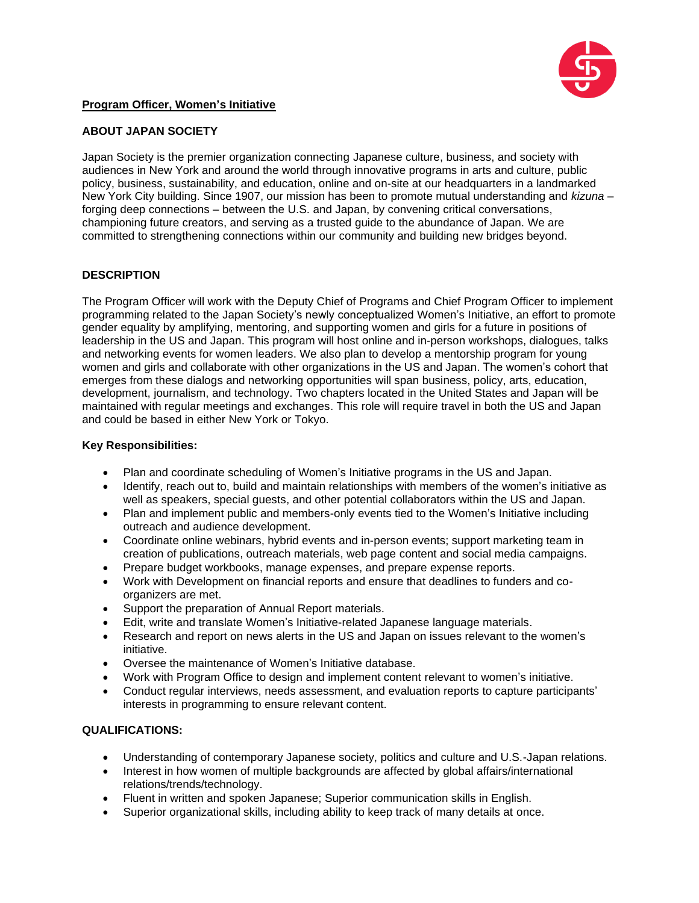**Program Officer, Women's Initiative**

## ABOUT JAPAN SOCIETY

Japan Society is the premier organization connecting Japanese culture, business, and society with audiences in New York and around the world through innovative programs in arts and culture, public policy, business, sustainability, and education, online and on-site at our headquarters in a landmarked New York City building. Since 1907, our mission has been to promote mutual understanding and *kizuna* – forging deep connections – between the U.S. and Japan, by convening critical conversations, championing future creators, and serving as a trusted guide to the abundance of Japan. We are committed to strengthening connections within our community and building new bridges beyond.

## DESCRIPTION

The Program Officer will work with the Deputy Chief of Programs and Chief Program Officer to implement programming related to the Japan Society's newly conceptualized Women's Initiative, an effort to promote gender equality by amplifying, mentoring, and supporting women and girls for a future in positions of leadership in the US and Japan. This program will host online and in-person workshops, dialogues, talks and networking events for women leaders. We also plan to develop a mentorship program for young women and girls and collaborate with other organizations in the US and Japan. The women's cohort that emerges from these dialogs and networking opportunities will span business, policy, arts, education, development, journalism, and technology. Two chapters located in the United States and Japan will be maintained with regular meetings and exchanges. This role will require travel in both the US and Japan and could be based in either New York or Tokyo.

### Key Responsibilities:

- Plan and coordinate scheduling of Women's Initiative programs in the US and Japan.
- Identify, reach out to, build and maintain relationships with members of the women's initiative as well as speakers, special guests, and other potential collaborators within the US and Japan.
- Plan and implement public and members-only events tied to the Women's Initiative including outreach and audience development.
- Coordinate online webinars, hybrid events and in-person events; support marketing team in creation of publications, outreach materials, web page content and social media campaigns.
- Prepare budget workbooks, manage expenses, and prepare expense reports.
- Work with Development on financial reports and ensure that deadlines to funders and co-organizers are met.
- Support the preparation of Annual Report materials.
- Edit, write and translate Women's Initiative-related Japanese language materials.
- Research and report on news alerts in the US and Japan on issues relevant to the women's initiative.
- Oversee the maintenance of Women's Initiative database.
- Work with Program Office to design and implement content relevant to women's initiative.
- Conduct regular interviews, needs assessment, and evaluation reports to capture participants' interests in programming to ensure relevant content.

### QUALIFICATIONS:

- Understanding of contemporary Japanese society, politics and culture and U.S.-Japan relations.
- Interest in how women of multiple backgrounds are affected by global affairs/international relations/trends/technology.
- Fluent in written and spoken Japanese; Superior communication skills in English.
- Superior organizational skills, including ability to keep track of many details at once.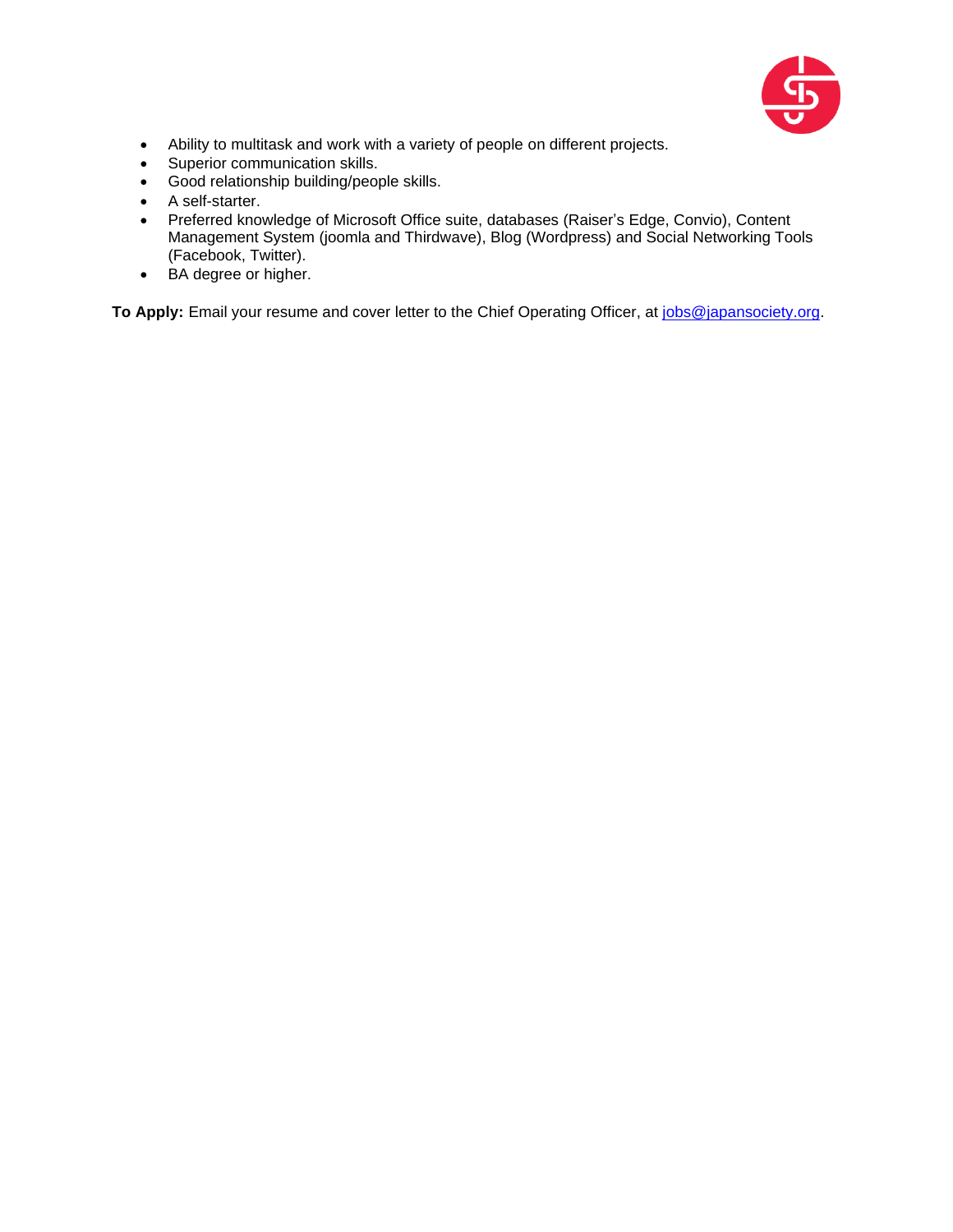- Ability to multitask and work with a variety of people on different projects.
- Superior communication skills.
- Good relationship building/people skills.
- A self-starter.
- Preferred knowledge of Microsoft Office suite, databases (Raiser's Edge, Convio), Content Management System (joomla and Thirdwave), Blog (Wordpress) and Social Networking Tools (Facebook, Twitter).
- BA degree or higher.

**To Apply:** Email your resume and cover letter to the Chief Operating Officer, at jobs@japansociety.org.